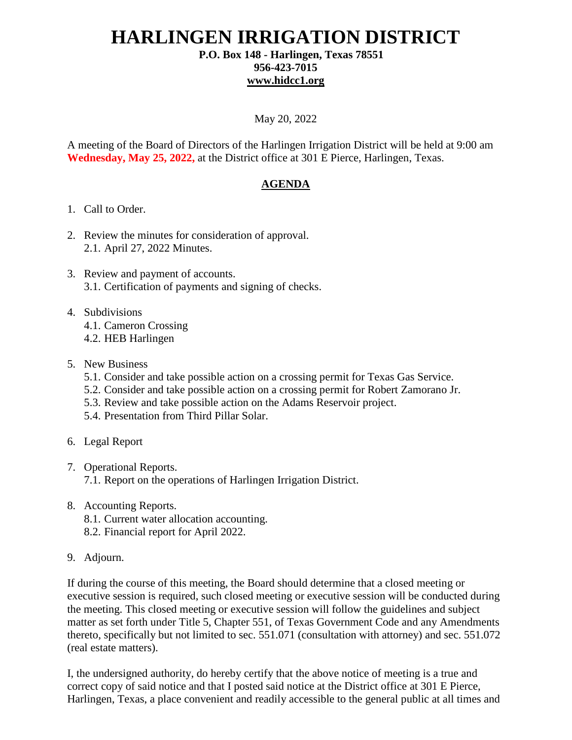# HARLINGEN IRRIGATION DISTRICT

**P.O. Box 148 - Harlingen, Texas 78551**
**956-423-7015**
**www.hidcc1.org**

May 20, 2022

A meeting of the Board of Directors of the Harlingen Irrigation District will be held at 9:00 am **Wednesday, May 25, 2022,** at the District office at 301 E Pierce, Harlingen, Texas.

## AGENDA

1. Call to Order.
2. Review the minutes for consideration of approval.
   2.1. April 27, 2022 Minutes.
3. Review and payment of accounts.
   3.1. Certification of payments and signing of checks.
4. Subdivisions
   4.1. Cameron Crossing
   4.2. HEB Harlingen
5. New Business
   5.1. Consider and take possible action on a crossing permit for Texas Gas Service.
   5.2. Consider and take possible action on a crossing permit for Robert Zamorano Jr.
   5.3. Review and take possible action on the Adams Reservoir project.
   5.4. Presentation from Third Pillar Solar.
6. Legal Report
7. Operational Reports.
   7.1. Report on the operations of Harlingen Irrigation District.
8. Accounting Reports.
   8.1. Current water allocation accounting.
   8.2. Financial report for April 2022.
9. Adjourn.

If during the course of this meeting, the Board should determine that a closed meeting or executive session is required, such closed meeting or executive session will be conducted during the meeting. This closed meeting or executive session will follow the guidelines and subject matter as set forth under Title 5, Chapter 551, of Texas Government Code and any Amendments thereto, specifically but not limited to sec. 551.071 (consultation with attorney) and sec. 551.072 (real estate matters).

I, the undersigned authority, do hereby certify that the above notice of meeting is a true and correct copy of said notice and that I posted said notice at the District office at 301 E Pierce, Harlingen, Texas, a place convenient and readily accessible to the general public at all times and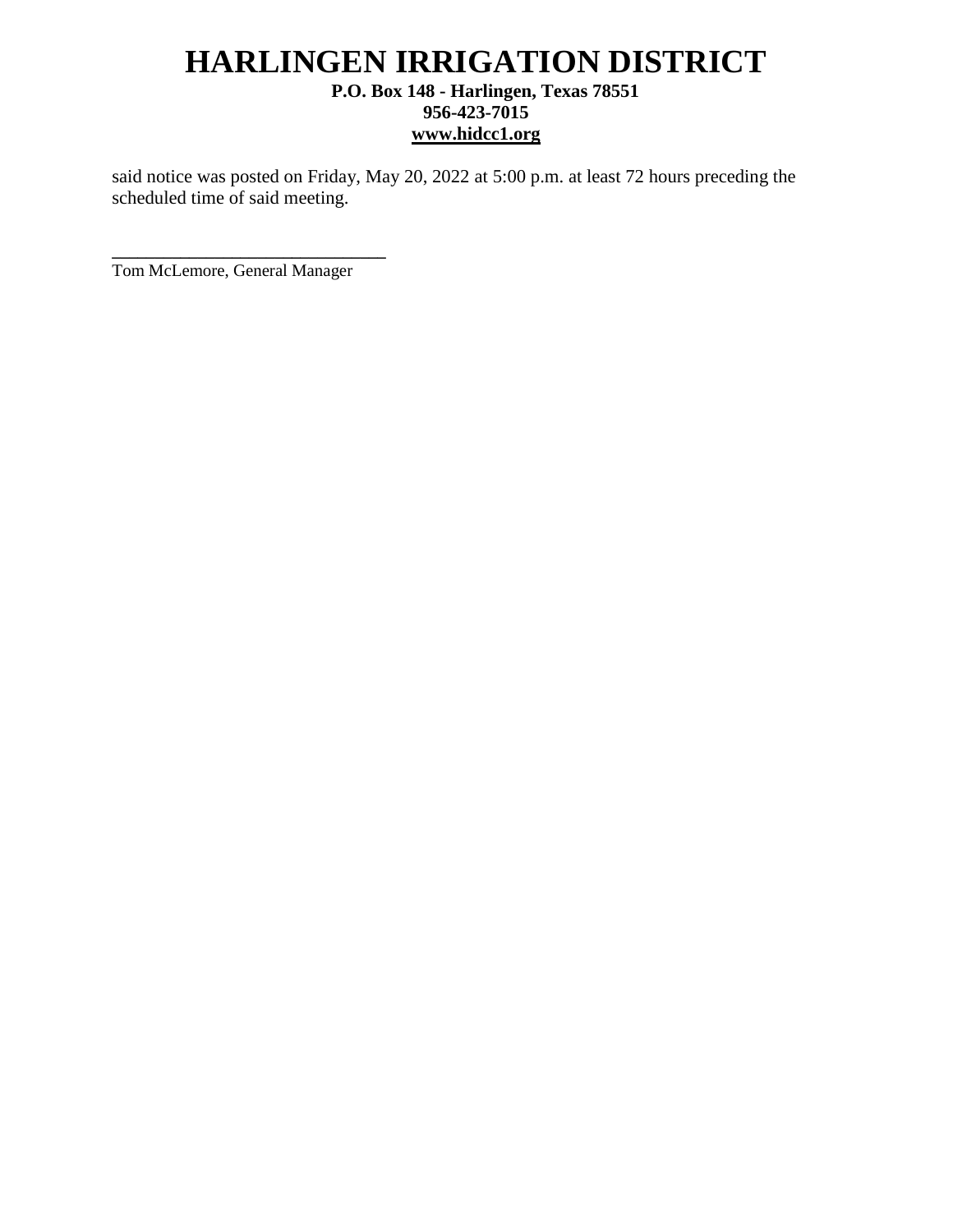# HARLINGEN IRRIGATION DISTRICT

**P.O. Box 148 - Harlingen, Texas 78551**
**956-423-7015**
**www.hidcc1.org**

said notice was posted on Friday, May 20, 2022 at 5:00 p.m. at least 72 hours preceding the scheduled time of said meeting.

______________________________
Tom McLemore, General Manager